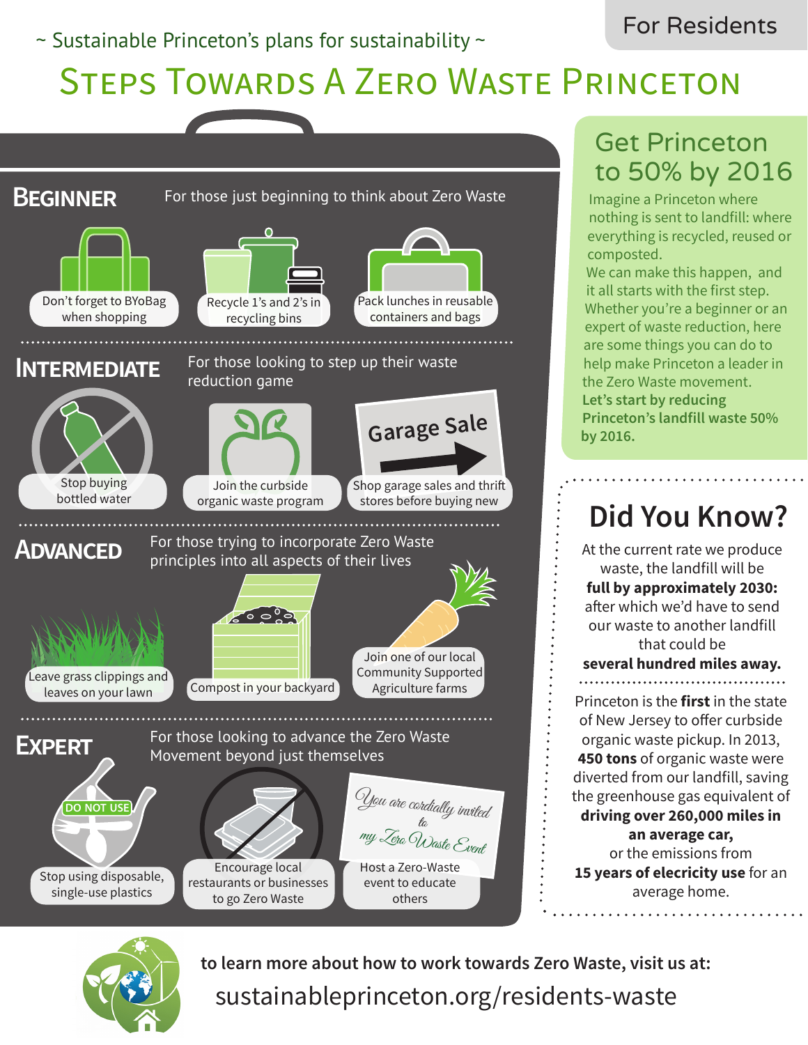For Residents

~ Sustainable Princeton's plans for sustainability ~

# Steps Towards A Zero Waste Princeton

## Beginner

For those just beginning to think about Zero Waste

- Don't forget to BYoBag when shopping
- Recycle 1's and 2's in recycling bins
- Pack lunches in reusable containers and bags

## Intermediate

For those looking to step up their waste reduction game

- Stop buying bottled water
- Join the curbside organic waste program
- Garage Sale — Shop garage sales and thrift stores before buying new

## Advanced

For those trying to incorporate Zero Waste principles into all aspects of their lives

- Leave grass clippings and leaves on your lawn
- Compost in your backyard
- Join one of our local Community Supported Agriculture farms

## Expert

For those looking to advance the Zero Waste Movement beyond just themselves

- DO NOT USE — Stop using disposable, single-use plastics
- Encourage local restaurants or businesses to go Zero Waste
- *You are cordially invited to my Zero Waste Event* — Host a Zero-Waste event to educate others

## Get Princeton to 50% by 2016

Imagine a Princeton where nothing is sent to landfill: where everything is recycled, reused or composted.

We can make this happen, and it all starts with the first step. Whether you're a beginner or an expert of waste reduction, here are some things you can do to help make Princeton a leader in the Zero Waste movement.

**Let's start by reducing Princeton's landfill waste 50% by 2016.**

## Did You Know?

At the current rate we produce waste, the landfill will be **full by approximately 2030:** after which we'd have to send our waste to another landfill that could be **several hundred miles away.**

Princeton is the **first** in the state of New Jersey to offer curbside organic waste pickup. In 2013, **450 tons** of organic waste were diverted from our landfill, saving the greenhouse gas equivalent of **driving over 260,000 miles in an average car,** or the emissions from **15 years of elecricity use** for an average home.

**to learn more about how to work towards Zero Waste, visit us at:**

sustainableprinceton.org/residents-waste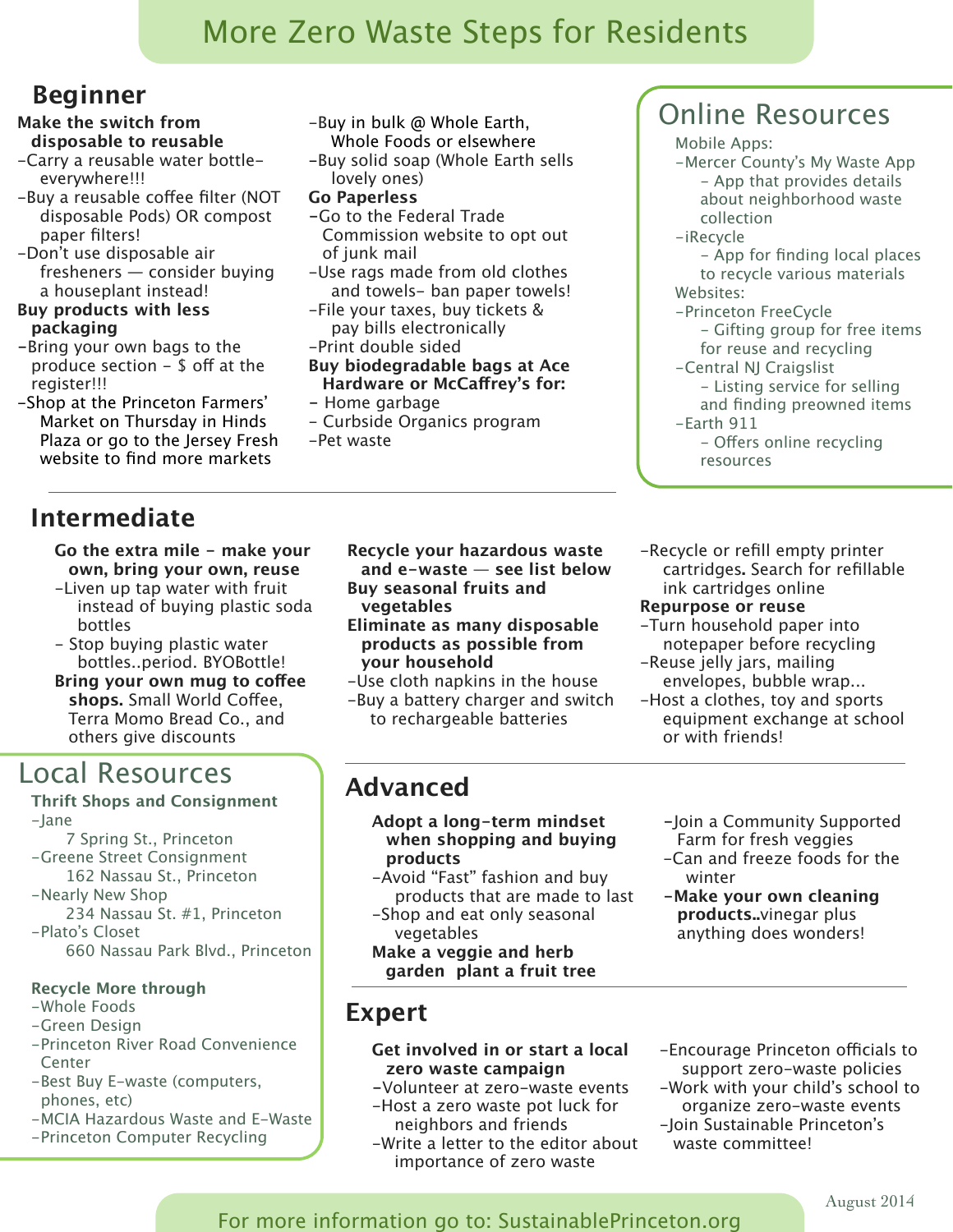# More Zero Waste Steps for Residents

## Beginner

**Make the switch from disposable to reusable**

- Carry a reusable water bottle- everywhere!!!
- Buy a reusable coffee filter (NOT disposable Pods) OR compost paper filters!
- Don't use disposable air fresheners — consider buying a houseplant instead!

**Buy products with less packaging**

- Bring your own bags to the produce section – $ off at the register!!!
- Shop at the Princeton Farmers' Market on Thursday in Hinds Plaza or go to the Jersey Fresh website to find more markets
- Buy in bulk @ Whole Earth, Whole Foods or elsewhere
- Buy solid soap (Whole Earth sells lovely ones)

**Go Paperless**

- Go to the Federal Trade Commission website to opt out of junk mail
- Use rags made from old clothes and towels- ban paper towels!
- File your taxes, buy tickets & pay bills electronically
- Print double sided

**Buy biodegradable bags at Ace Hardware or McCaffrey's for:**

- Home garbage
- Curbside Organics program
- Pet waste

## Online Resources

Mobile Apps:

- Mercer County's My Waste App
  - App that provides details about neighborhood waste collection
- iRecycle
  - App for finding local places to recycle various materials

Websites:

- Princeton FreeCycle
  - Gifting group for free items for reuse and recycling
- Central NJ Craigslist
  - Listing service for selling and finding preowned items
- Earth 911
  - Offers online recycling resources

## Intermediate

**Go the extra mile - make your own, bring your own, reuse**

- Liven up tap water with fruit instead of buying plastic soda bottles
- Stop buying plastic water bottles..period. BYOBottle!

**Bring your own mug to coffee shops.** Small World Coffee, Terra Momo Bread Co., and others give discounts

**Recycle your hazardous waste and e-waste — see list below**

**Buy seasonal fruits and vegetables**

**Eliminate as many disposable products as possible from your household**

- Use cloth napkins in the house
- Buy a battery charger and switch to rechargeable batteries
- Recycle or refill empty printer cartridges**.** Search for refillable ink cartridges online

**Repurpose or reuse**

- Turn household paper into notepaper before recycling
- Reuse jelly jars, mailing envelopes, bubble wrap...
- Host a clothes, toy and sports equipment exchange at school or with friends!

## Local Resources

**Thrift Shops and Consignment**

- Jane
  7 Spring St., Princeton
- Greene Street Consignment
  162 Nassau St., Princeton
- Nearly New Shop
  234 Nassau St. #1, Princeton
- Plato's Closet
  660 Nassau Park Blvd., Princeton

**Recycle More through**

- Whole Foods
- Green Design
- Princeton River Road Convenience Center
- Best Buy E-waste (computers, phones, etc)
- MCIA Hazardous Waste and E-Waste
- Princeton Computer Recycling

## Advanced

**Adopt a long-term mindset when shopping and buying products**

- Avoid "Fast" fashion and buy products that are made to last
- Shop and eat only seasonal vegetables

**Make a veggie and herb garden plant a fruit tree**

- Join a Community Supported Farm for fresh veggies
- Can and freeze foods for the winter
- **Make your own cleaning products..**vinegar plus anything does wonders!

## Expert

**Get involved in or start a local zero waste campaign**

- Volunteer at zero-waste events
- Host a zero waste pot luck for neighbors and friends
- Write a letter to the editor about importance of zero waste
- Encourage Princeton officials to support zero-waste policies
- Work with your child's school to organize zero-waste events
- Join Sustainable Princeton's waste committee!

For more information go to: SustainablePrinceton.org

August 2014